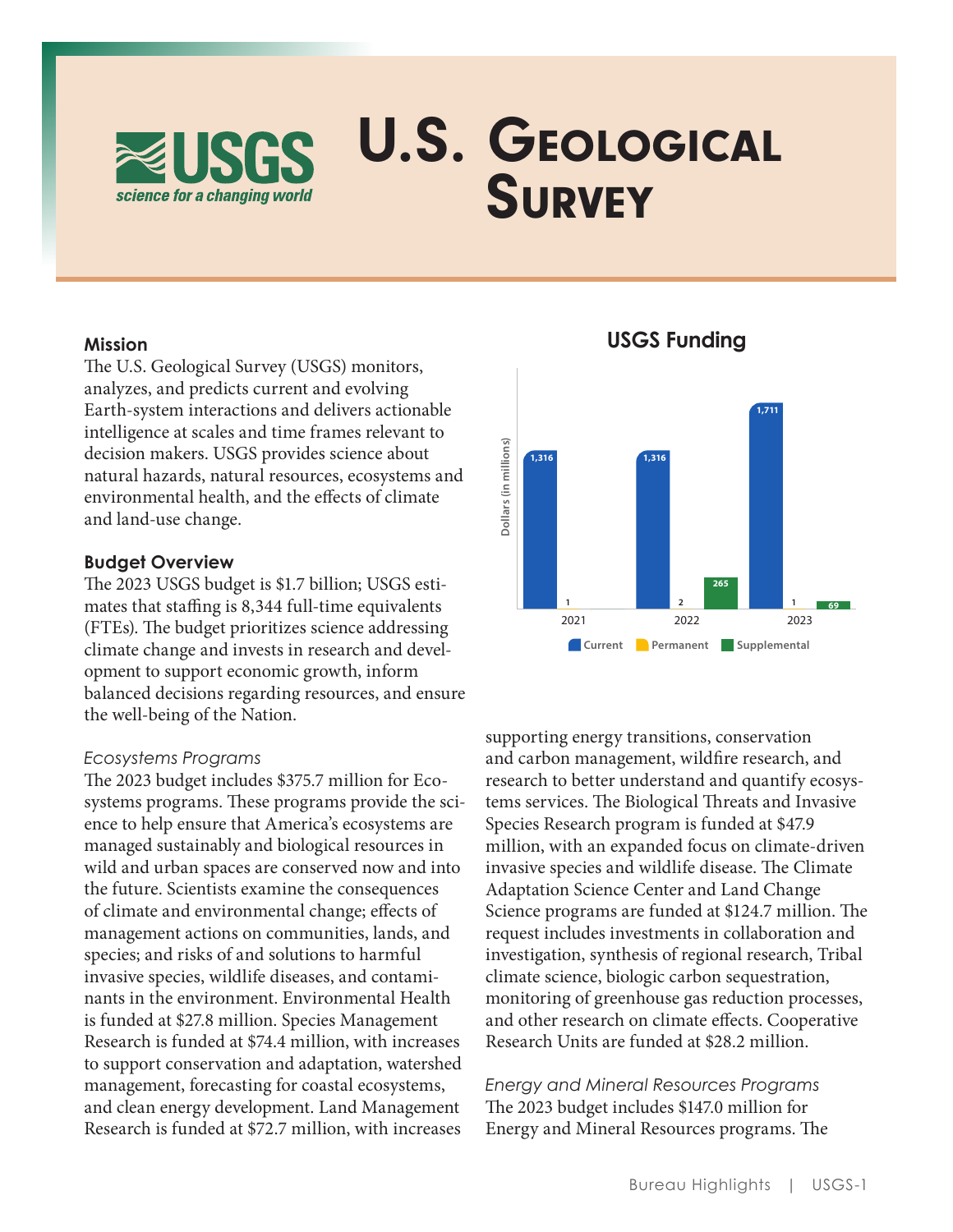# U.S. Geological Survey

USGS science for a changing world

## Mission

The U.S. Geological Survey (USGS) monitors, analyzes, and predicts current and evolving Earth-system interactions and delivers actionable intelligence at scales and time frames relevant to decision makers. USGS provides science about natural hazards, natural resources, ecosystems and environmental health, and the effects of climate and land-use change.

**USGS Funding**

| Year | Current | Permanent | Supplemental |
|---|---|---|---|
| 2021 | 1,316 | 1 | |
| 2022 | 1,316 | 2 | 265 |
| 2023 | 1,711 | 1 | 69 |

Dollars (in millions)

## Budget Overview

The 2023 USGS budget is $1.7 billion; USGS estimates that staffing is 8,344 full-time equivalents (FTEs). The budget prioritizes science addressing climate change and invests in research and development to support economic growth, inform balanced decisions regarding resources, and ensure the well-being of the Nation.

### *Ecosystems Programs*

The 2023 budget includes $375.7 million for Ecosystems programs. These programs provide the science to help ensure that America's ecosystems are managed sustainably and biological resources in wild and urban spaces are conserved now and into the future. Scientists examine the consequences of climate and environmental change; effects of management actions on communities, lands, and species; and risks of and solutions to harmful invasive species, wildlife diseases, and contaminants in the environment. Environmental Health is funded at $27.8 million. Species Management Research is funded at $74.4 million, with increases to support conservation and adaptation, watershed management, forecasting for coastal ecosystems, and clean energy development. Land Management Research is funded at $72.7 million, with increases supporting energy transitions, conservation and carbon management, wildfire research, and research to better understand and quantify ecosystems services. The Biological Threats and Invasive Species Research program is funded at $47.9 million, with an expanded focus on climate-driven invasive species and wildlife disease. The Climate Adaptation Science Center and Land Change Science programs are funded at $124.7 million. The request includes investments in collaboration and investigation, synthesis of regional research, Tribal climate science, biologic carbon sequestration, monitoring of greenhouse gas reduction processes, and other research on climate effects. Cooperative Research Units are funded at $28.2 million.

### *Energy and Mineral Resources Programs*

The 2023 budget includes $147.0 million for Energy and Mineral Resources programs. The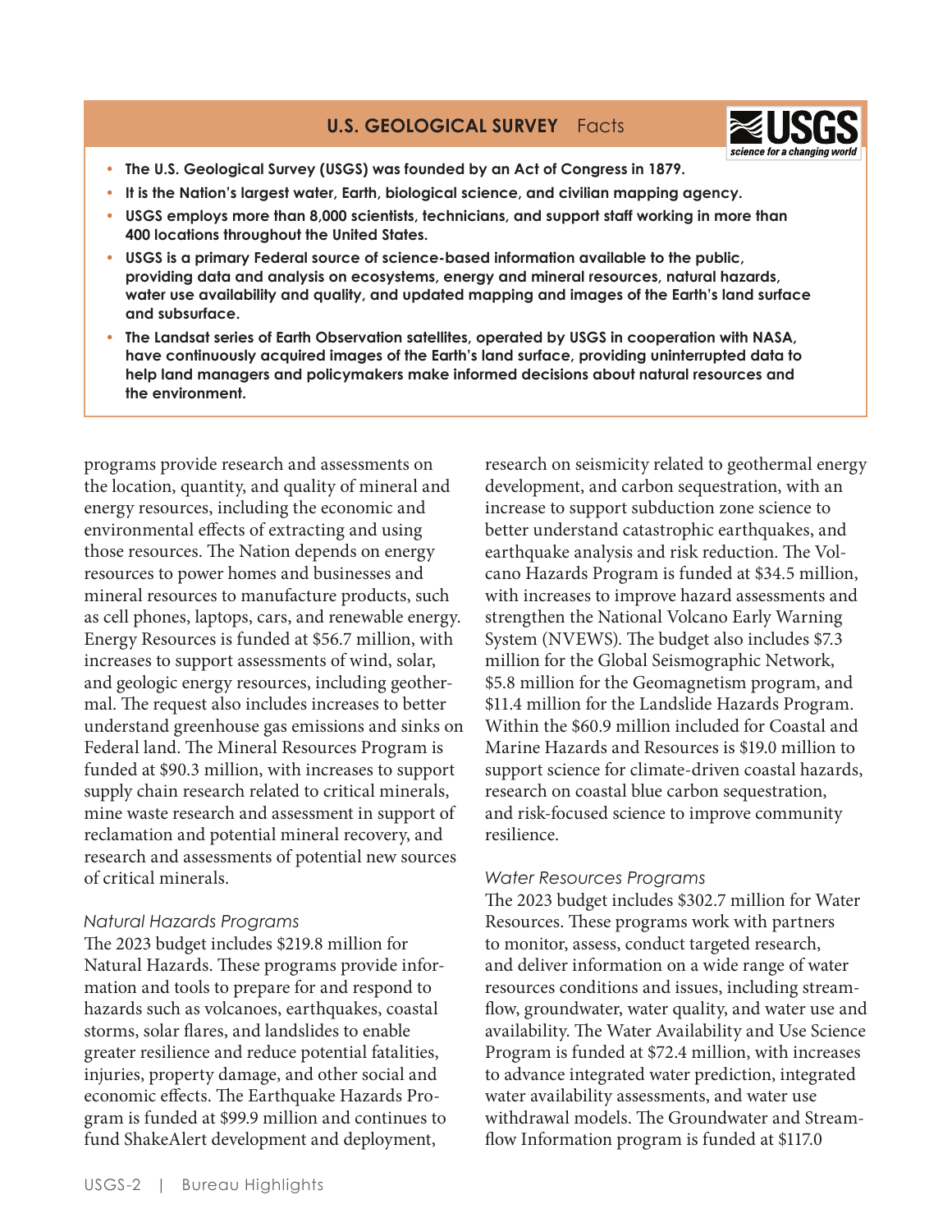## U.S. GEOLOGICAL SURVEY Facts

- **The U.S. Geological Survey (USGS) was founded by an Act of Congress in 1879.**
- **It is the Nation's largest water, Earth, biological science, and civilian mapping agency.**
- **USGS employs more than 8,000 scientists, technicians, and support staff working in more than 400 locations throughout the United States.**
- **USGS is a primary Federal source of science-based information available to the public, providing data and analysis on ecosystems, energy and mineral resources, natural hazards, water use availability and quality, and updated mapping and images of the Earth's land surface and subsurface.**
- **The Landsat series of Earth Observation satellites, operated by USGS in cooperation with NASA, have continuously acquired images of the Earth's land surface, providing uninterrupted data to help land managers and policymakers make informed decisions about natural resources and the environment.**

programs provide research and assessments on the location, quantity, and quality of mineral and energy resources, including the economic and environmental effects of extracting and using those resources. The Nation depends on energy resources to power homes and businesses and mineral resources to manufacture products, such as cell phones, laptops, cars, and renewable energy. Energy Resources is funded at $56.7 million, with increases to support assessments of wind, solar, and geologic energy resources, including geothermal. The request also includes increases to better understand greenhouse gas emissions and sinks on Federal land. The Mineral Resources Program is funded at $90.3 million, with increases to support supply chain research related to critical minerals, mine waste research and assessment in support of reclamation and potential mineral recovery, and research and assessments of potential new sources of critical minerals.

*Natural Hazards Programs*

The 2023 budget includes $219.8 million for Natural Hazards. These programs provide information and tools to prepare for and respond to hazards such as volcanoes, earthquakes, coastal storms, solar flares, and landslides to enable greater resilience and reduce potential fatalities, injuries, property damage, and other social and economic effects. The Earthquake Hazards Program is funded at $99.9 million and continues to fund ShakeAlert development and deployment, research on seismicity related to geothermal energy development, and carbon sequestration, with an increase to support subduction zone science to better understand catastrophic earthquakes, and earthquake analysis and risk reduction. The Volcano Hazards Program is funded at $34.5 million, with increases to improve hazard assessments and strengthen the National Volcano Early Warning System (NVEWS). The budget also includes $7.3 million for the Global Seismographic Network, $5.8 million for the Geomagnetism program, and $11.4 million for the Landslide Hazards Program. Within the $60.9 million included for Coastal and Marine Hazards and Resources is $19.0 million to support science for climate-driven coastal hazards, research on coastal blue carbon sequestration, and risk-focused science to improve community resilience.

*Water Resources Programs*

The 2023 budget includes $302.7 million for Water Resources. These programs work with partners to monitor, assess, conduct targeted research, and deliver information on a wide range of water resources conditions and issues, including streamflow, groundwater, water quality, and water use and availability. The Water Availability and Use Science Program is funded at $72.4 million, with increases to advance integrated water prediction, integrated water availability assessments, and water use withdrawal models. The Groundwater and Streamflow Information program is funded at $117.0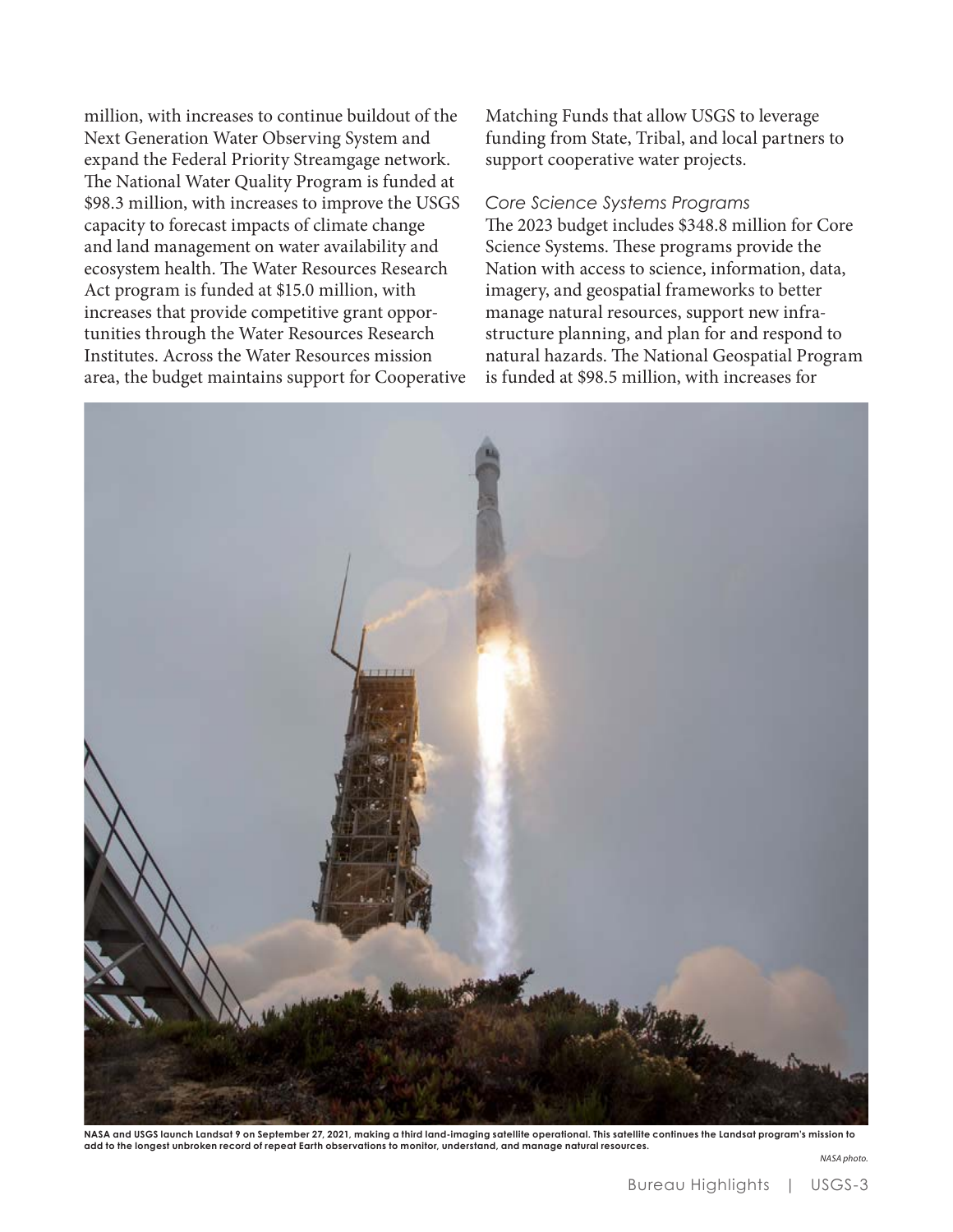million, with increases to continue buildout of the Next Generation Water Observing System and expand the Federal Priority Streamgage network. The National Water Quality Program is funded at $98.3 million, with increases to improve the USGS capacity to forecast impacts of climate change and land management on water availability and ecosystem health. The Water Resources Research Act program is funded at $15.0 million, with increases that provide competitive grant opportunities through the Water Resources Research Institutes. Across the Water Resources mission area, the budget maintains support for Cooperative Matching Funds that allow USGS to leverage funding from State, Tribal, and local partners to support cooperative water projects.

*Core Science Systems Programs*

The 2023 budget includes $348.8 million for Core Science Systems. These programs provide the Nation with access to science, information, data, imagery, and geospatial frameworks to better manage natural resources, support new infrastructure planning, and plan for and respond to natural hazards. The National Geospatial Program is funded at $98.5 million, with increases for

**NASA and USGS launch Landsat 9 on September 27, 2021, making a third land-imaging satellite operational. This satellite continues the Landsat program's mission to add to the longest unbroken record of repeat Earth observations to monitor, understand, and manage natural resources.**

*NASA photo.*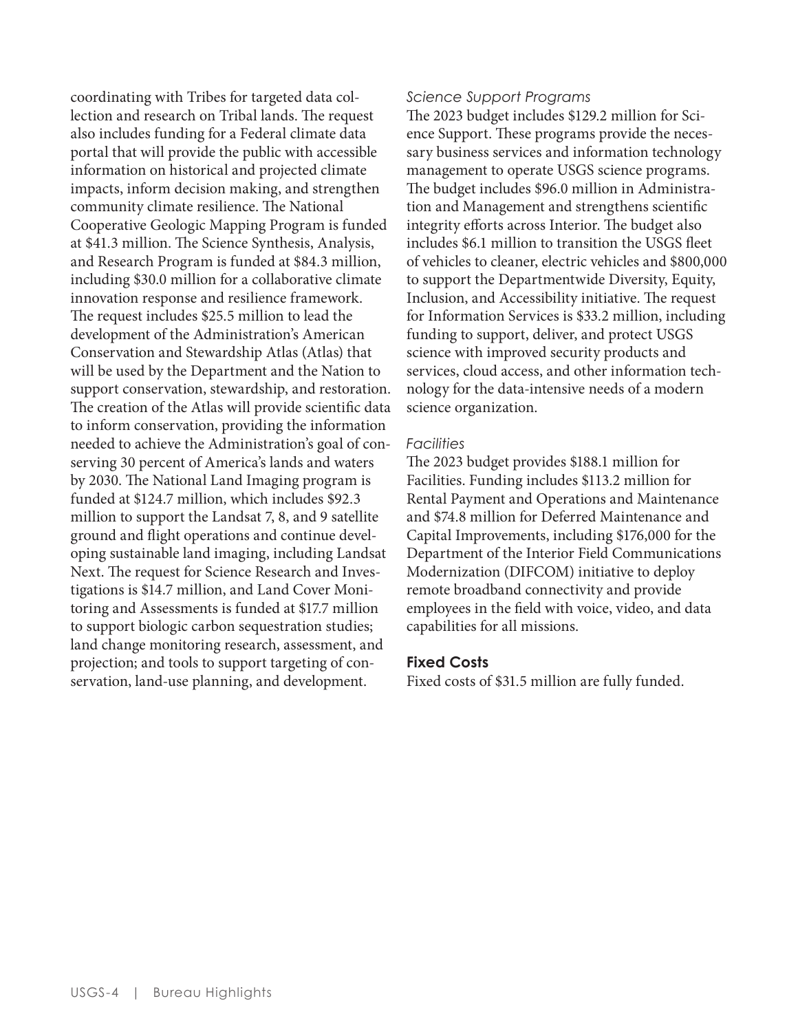coordinating with Tribes for targeted data collection and research on Tribal lands. The request also includes funding for a Federal climate data portal that will provide the public with accessible information on historical and projected climate impacts, inform decision making, and strengthen community climate resilience. The National Cooperative Geologic Mapping Program is funded at $41.3 million. The Science Synthesis, Analysis, and Research Program is funded at $84.3 million, including $30.0 million for a collaborative climate innovation response and resilience framework. The request includes $25.5 million to lead the development of the Administration's American Conservation and Stewardship Atlas (Atlas) that will be used by the Department and the Nation to support conservation, stewardship, and restoration. The creation of the Atlas will provide scientific data to inform conservation, providing the information needed to achieve the Administration's goal of conserving 30 percent of America's lands and waters by 2030. The National Land Imaging program is funded at $124.7 million, which includes $92.3 million to support the Landsat 7, 8, and 9 satellite ground and flight operations and continue developing sustainable land imaging, including Landsat Next. The request for Science Research and Investigations is $14.7 million, and Land Cover Monitoring and Assessments is funded at $17.7 million to support biologic carbon sequestration studies; land change monitoring research, assessment, and projection; and tools to support targeting of conservation, land-use planning, and development.

*Science Support Programs*

The 2023 budget includes $129.2 million for Science Support. These programs provide the necessary business services and information technology management to operate USGS science programs. The budget includes $96.0 million in Administration and Management and strengthens scientific integrity efforts across Interior. The budget also includes $6.1 million to transition the USGS fleet of vehicles to cleaner, electric vehicles and $800,000 to support the Departmentwide Diversity, Equity, Inclusion, and Accessibility initiative. The request for Information Services is $33.2 million, including funding to support, deliver, and protect USGS science with improved security products and services, cloud access, and other information technology for the data-intensive needs of a modern science organization.

*Facilities*

The 2023 budget provides $188.1 million for Facilities. Funding includes $113.2 million for Rental Payment and Operations and Maintenance and $74.8 million for Deferred Maintenance and Capital Improvements, including $176,000 for the Department of the Interior Field Communications Modernization (DIFCOM) initiative to deploy remote broadband connectivity and provide employees in the field with voice, video, and data capabilities for all missions.

## Fixed Costs

Fixed costs of $31.5 million are fully funded.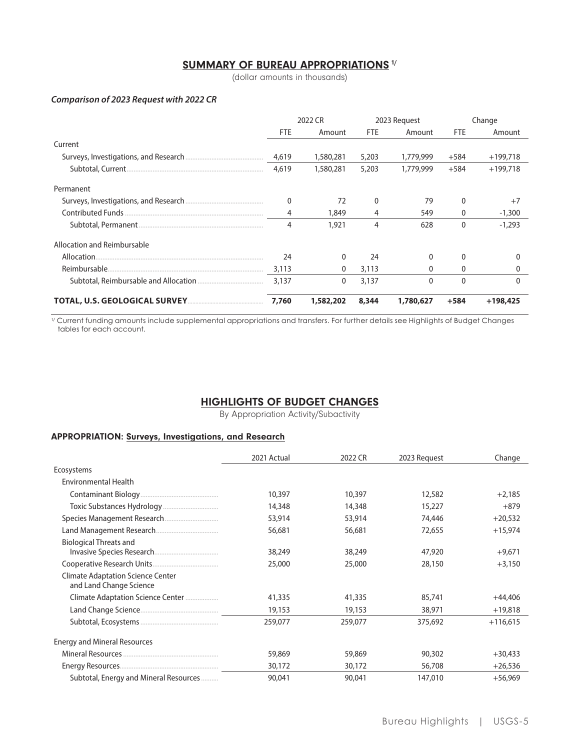## SUMMARY OF BUREAU APPROPRIATIONS [1/]

(dollar amounts in thousands)

***Comparison of 2023 Request with 2022 CR***

| | 2022 CR | | 2023 Request | | Change | |
|---|---|---|---|---|---|---|
| | FTE | Amount | FTE | Amount | FTE | Amount |
| Current | | | | | | |
| Surveys, Investigations, and Research | 4,619 | 1,580,281 | 5,203 | 1,779,999 | +584 | +199,718 |
| Subtotal, Current | 4,619 | 1,580,281 | 5,203 | 1,779,999 | +584 | +199,718 |
| Permanent | | | | | | |
| Surveys, Investigations, and Research | 0 | 72 | 0 | 79 | 0 | +7 |
| Contributed Funds | 4 | 1,849 | 4 | 549 | 0 | -1,300 |
| Subtotal, Permanent | 4 | 1,921 | 4 | 628 | 0 | -1,293 |
| Allocation and Reimbursable | | | | | | |
| Allocation | 24 | 0 | 24 | 0 | 0 | 0 |
| Reimbursable | 3,113 | 0 | 3,113 | 0 | 0 | 0 |
| Subtotal, Reimbursable and Allocation | 3,137 | 0 | 3,137 | 0 | 0 | 0 |
| **TOTAL, U.S. GEOLOGICAL SURVEY** | **7,760** | **1,582,202** | **8,344** | **1,780,627** | **+584** | **+198,425** |

[1/] Current funding amounts include supplemental appropriations and transfers. For further details see Highlights of Budget Changes tables for each account.

## HIGHLIGHTS OF BUDGET CHANGES

By Appropriation Activity/Subactivity

### APPROPRIATION: Surveys, Investigations, and Research

| | 2021 Actual | 2022 CR | 2023 Request | Change |
|---|---|---|---|---|
| Ecosystems | | | | |
| Environmental Health | | | | |
| Contaminant Biology | 10,397 | 10,397 | 12,582 | +2,185 |
| Toxic Substances Hydrology | 14,348 | 14,348 | 15,227 | +879 |
| Species Management Research | 53,914 | 53,914 | 74,446 | +20,532 |
| Land Management Research | 56,681 | 56,681 | 72,655 | +15,974 |
| Biological Threats and Invasive Species Research | 38,249 | 38,249 | 47,920 | +9,671 |
| Cooperative Research Units | 25,000 | 25,000 | 28,150 | +3,150 |
| Climate Adaptation Science Center and Land Change Science | | | | |
| Climate Adaptation Science Center | 41,335 | 41,335 | 85,741 | +44,406 |
| Land Change Science | 19,153 | 19,153 | 38,971 | +19,818 |
| Subtotal, Ecosystems | 259,077 | 259,077 | 375,692 | +116,615 |
| Energy and Mineral Resources | | | | |
| Mineral Resources | 59,869 | 59,869 | 90,302 | +30,433 |
| Energy Resources | 30,172 | 30,172 | 56,708 | +26,536 |
| Subtotal, Energy and Mineral Resources | 90,041 | 90,041 | 147,010 | +56,969 |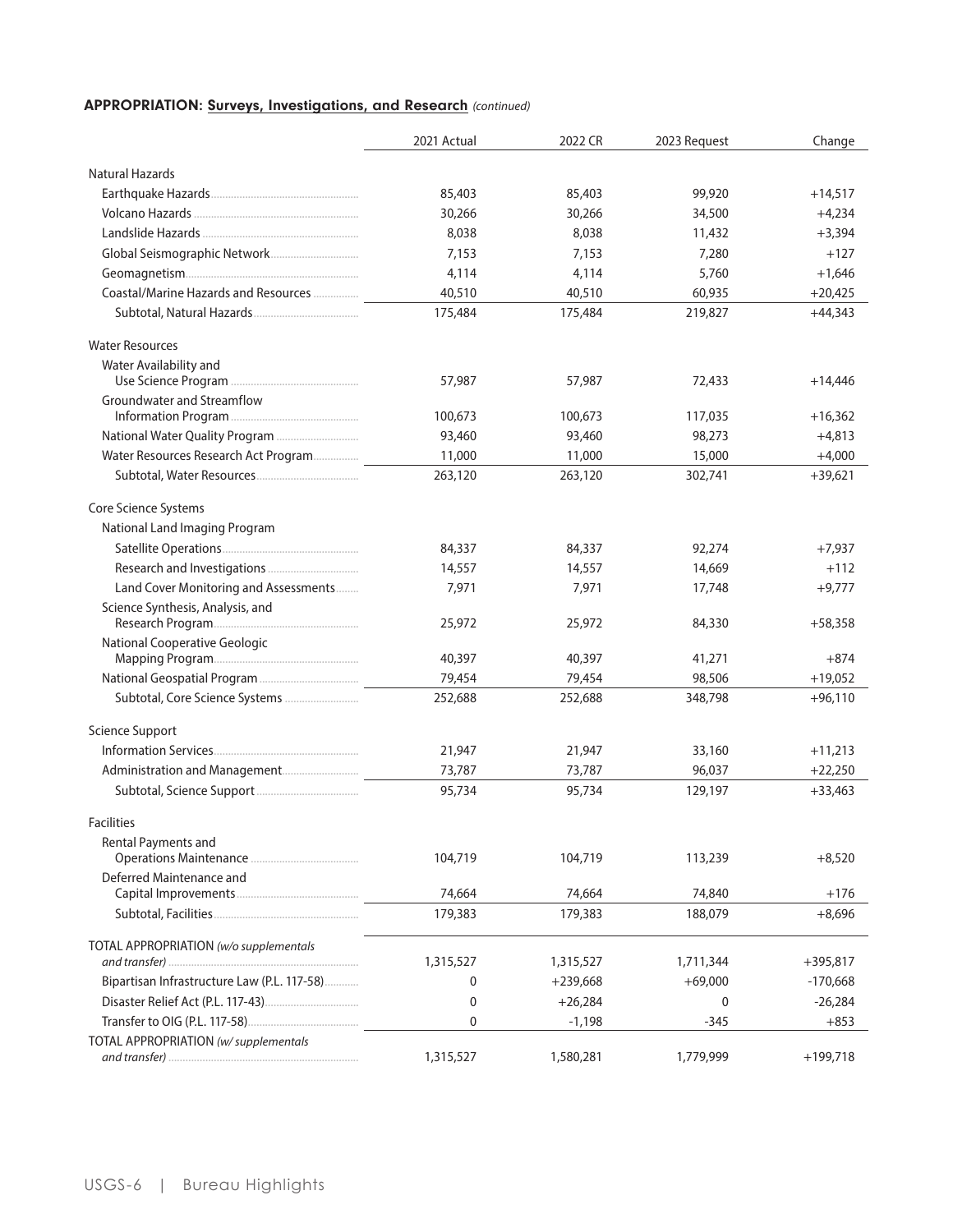**APPROPRIATION: Surveys, Investigations, and Research** *(continued)*

| | 2021 Actual | 2022 CR | 2023 Request | Change |
|---|---|---|---|---|
| Natural Hazards | | | | |
| Earthquake Hazards | 85,403 | 85,403 | 99,920 | +14,517 |
| Volcano Hazards | 30,266 | 30,266 | 34,500 | +4,234 |
| Landslide Hazards | 8,038 | 8,038 | 11,432 | +3,394 |
| Global Seismographic Network | 7,153 | 7,153 | 7,280 | +127 |
| Geomagnetism | 4,114 | 4,114 | 5,760 | +1,646 |
| Coastal/Marine Hazards and Resources | 40,510 | 40,510 | 60,935 | +20,425 |
| Subtotal, Natural Hazards | 175,484 | 175,484 | 219,827 | +44,343 |
| Water Resources | | | | |
| Water Availability and Use Science Program | 57,987 | 57,987 | 72,433 | +14,446 |
| Groundwater and Streamflow Information Program | 100,673 | 100,673 | 117,035 | +16,362 |
| National Water Quality Program | 93,460 | 93,460 | 98,273 | +4,813 |
| Water Resources Research Act Program | 11,000 | 11,000 | 15,000 | +4,000 |
| Subtotal, Water Resources | 263,120 | 263,120 | 302,741 | +39,621 |
| Core Science Systems | | | | |
| National Land Imaging Program | | | | |
| Satellite Operations | 84,337 | 84,337 | 92,274 | +7,937 |
| Research and Investigations | 14,557 | 14,557 | 14,669 | +112 |
| Land Cover Monitoring and Assessments | 7,971 | 7,971 | 17,748 | +9,777 |
| Science Synthesis, Analysis, and Research Program | 25,972 | 25,972 | 84,330 | +58,358 |
| National Cooperative Geologic Mapping Program | 40,397 | 40,397 | 41,271 | +874 |
| National Geospatial Program | 79,454 | 79,454 | 98,506 | +19,052 |
| Subtotal, Core Science Systems | 252,688 | 252,688 | 348,798 | +96,110 |
| Science Support | | | | |
| Information Services | 21,947 | 21,947 | 33,160 | +11,213 |
| Administration and Management | 73,787 | 73,787 | 96,037 | +22,250 |
| Subtotal, Science Support | 95,734 | 95,734 | 129,197 | +33,463 |
| Facilities | | | | |
| Rental Payments and Operations Maintenance | 104,719 | 104,719 | 113,239 | +8,520 |
| Deferred Maintenance and Capital Improvements | 74,664 | 74,664 | 74,840 | +176 |
| Subtotal, Facilities | 179,383 | 179,383 | 188,079 | +8,696 |
| TOTAL APPROPRIATION *(w/o supplementals and transfer)* | 1,315,527 | 1,315,527 | 1,711,344 | +395,817 |
| Bipartisan Infrastructure Law (P.L. 117-58) | 0 | +239,668 | +69,000 | -170,668 |
| Disaster Relief Act (P.L. 117-43) | 0 | +26,284 | 0 | -26,284 |
| Transfer to OIG (P.L. 117-58) | 0 | -1,198 | -345 | +853 |
| TOTAL APPROPRIATION *(w/ supplementals and transfer)* | 1,315,527 | 1,580,281 | 1,779,999 | +199,718 |